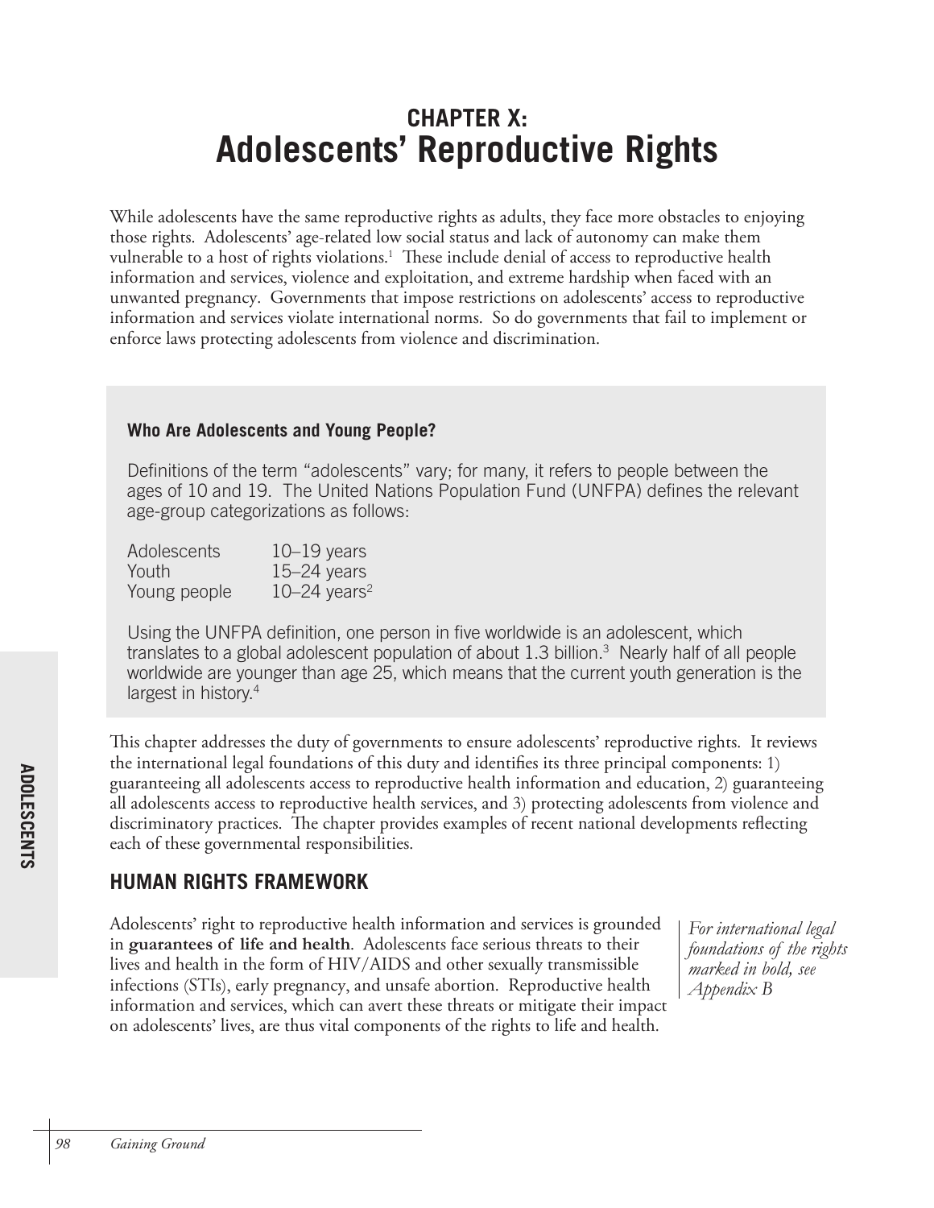# CHAPTER X: Adolescents' Reproductive Rights

While adolescents have the same reproductive rights as adults, they face more obstacles to enjoying those rights. Adolescents' age-related low social status and lack of autonomy can make them vulnerable to a host of rights violations.[1] These include denial of access to reproductive health information and services, violence and exploitation, and extreme hardship when faced with an unwanted pregnancy. Governments that impose restrictions on adolescents' access to reproductive information and services violate international norms. So do governments that fail to implement or enforce laws protecting adolescents from violence and discrimination.

> **Who Are Adolescents and Young People?**
>
> Definitions of the term "adolescents" vary; for many, it refers to people between the ages of 10 and 19. The United Nations Population Fund (UNFPA) defines the relevant age-group categorizations as follows:
>
> | | |
> |---|---|
> | Adolescents | 10–19 years |
> | Youth | 15–24 years |
> | Young people | 10–24 years[2] |
>
> Using the UNFPA definition, one person in five worldwide is an adolescent, which translates to a global adolescent population of about 1.3 billion.[3] Nearly half of all people worldwide are younger than age 25, which means that the current youth generation is the largest in history.[4]

This chapter addresses the duty of governments to ensure adolescents' reproductive rights. It reviews the international legal foundations of this duty and identifies its three principal components: 1) guaranteeing all adolescents access to reproductive health information and education, 2) guaranteeing all adolescents access to reproductive health services, and 3) protecting adolescents from violence and discriminatory practices. The chapter provides examples of recent national developments reflecting each of these governmental responsibilities.

## HUMAN RIGHTS FRAMEWORK

*For international legal foundations of the rights marked in bold, see Appendix B*

Adolescents' right to reproductive health information and services is grounded in **guarantees of life and health**. Adolescents face serious threats to their lives and health in the form of HIV/AIDS and other sexually transmissible infections (STIs), early pregnancy, and unsafe abortion. Reproductive health information and services, which can avert these threats or mitigate their impact on adolescents' lives, are thus vital components of the rights to life and health.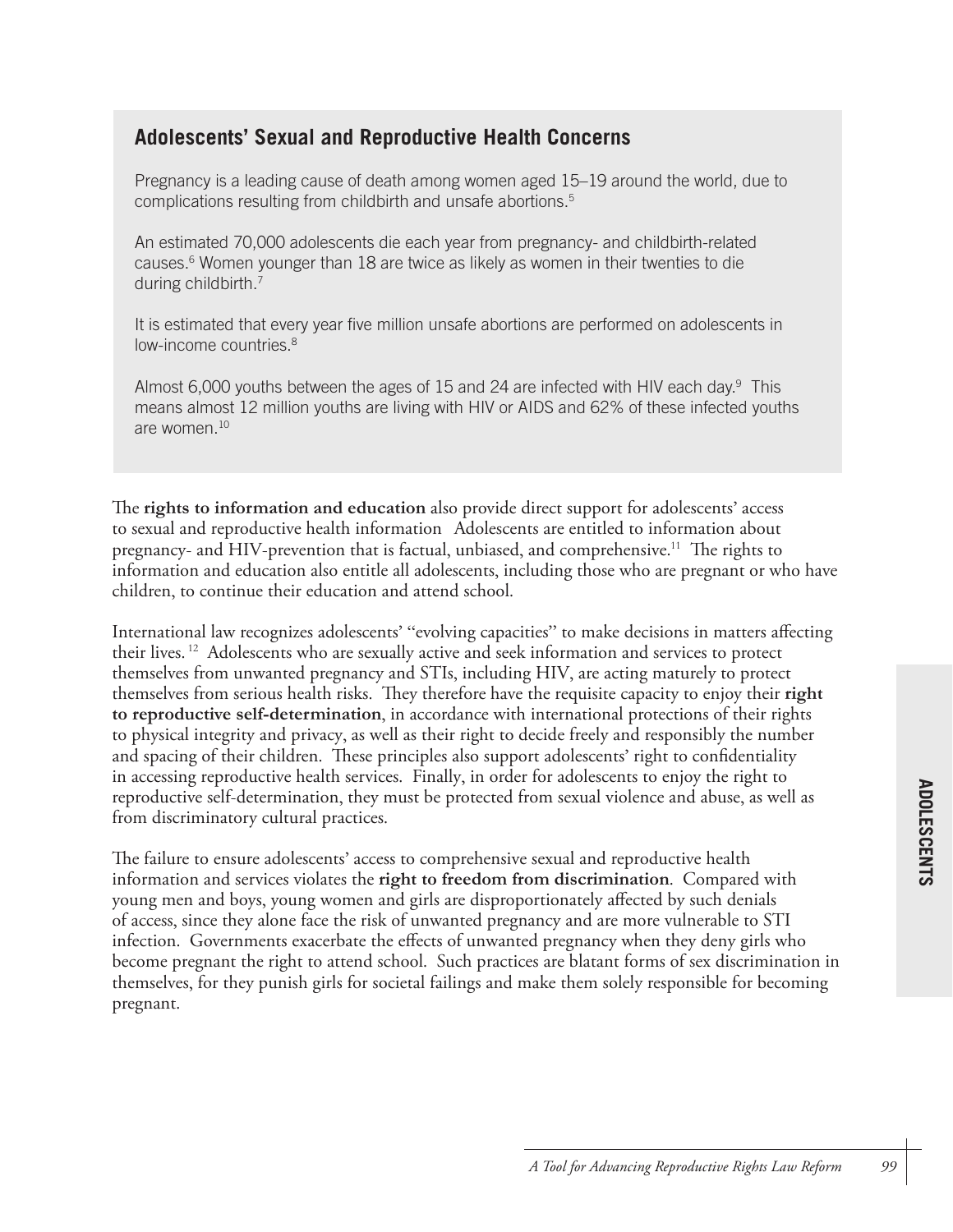## Adolescents' Sexual and Reproductive Health Concerns

Pregnancy is a leading cause of death among women aged 15–19 around the world, due to complications resulting from childbirth and unsafe abortions.[5]

An estimated 70,000 adolescents die each year from pregnancy- and childbirth-related causes.[6] Women younger than 18 are twice as likely as women in their twenties to die during childbirth.[7]

It is estimated that every year five million unsafe abortions are performed on adolescents in low-income countries.[8]

Almost 6,000 youths between the ages of 15 and 24 are infected with HIV each day.[9] This means almost 12 million youths are living with HIV or AIDS and 62% of these infected youths are women.[10]

The **rights to information and education** also provide direct support for adolescents' access to sexual and reproductive health information Adolescents are entitled to information about pregnancy- and HIV-prevention that is factual, unbiased, and comprehensive.[11] The rights to information and education also entitle all adolescents, including those who are pregnant or who have children, to continue their education and attend school.

International law recognizes adolescents' "evolving capacities" to make decisions in matters affecting their lives.[12] Adolescents who are sexually active and seek information and services to protect themselves from unwanted pregnancy and STIs, including HIV, are acting maturely to protect themselves from serious health risks. They therefore have the requisite capacity to enjoy their **right to reproductive self-determination**, in accordance with international protections of their rights to physical integrity and privacy, as well as their right to decide freely and responsibly the number and spacing of their children. These principles also support adolescents' right to confidentiality in accessing reproductive health services. Finally, in order for adolescents to enjoy the right to reproductive self-determination, they must be protected from sexual violence and abuse, as well as from discriminatory cultural practices.

The failure to ensure adolescents' access to comprehensive sexual and reproductive health information and services violates the **right to freedom from discrimination**. Compared with young men and boys, young women and girls are disproportionately affected by such denials of access, since they alone face the risk of unwanted pregnancy and are more vulnerable to STI infection. Governments exacerbate the effects of unwanted pregnancy when they deny girls who become pregnant the right to attend school. Such practices are blatant forms of sex discrimination in themselves, for they punish girls for societal failings and make them solely responsible for becoming pregnant.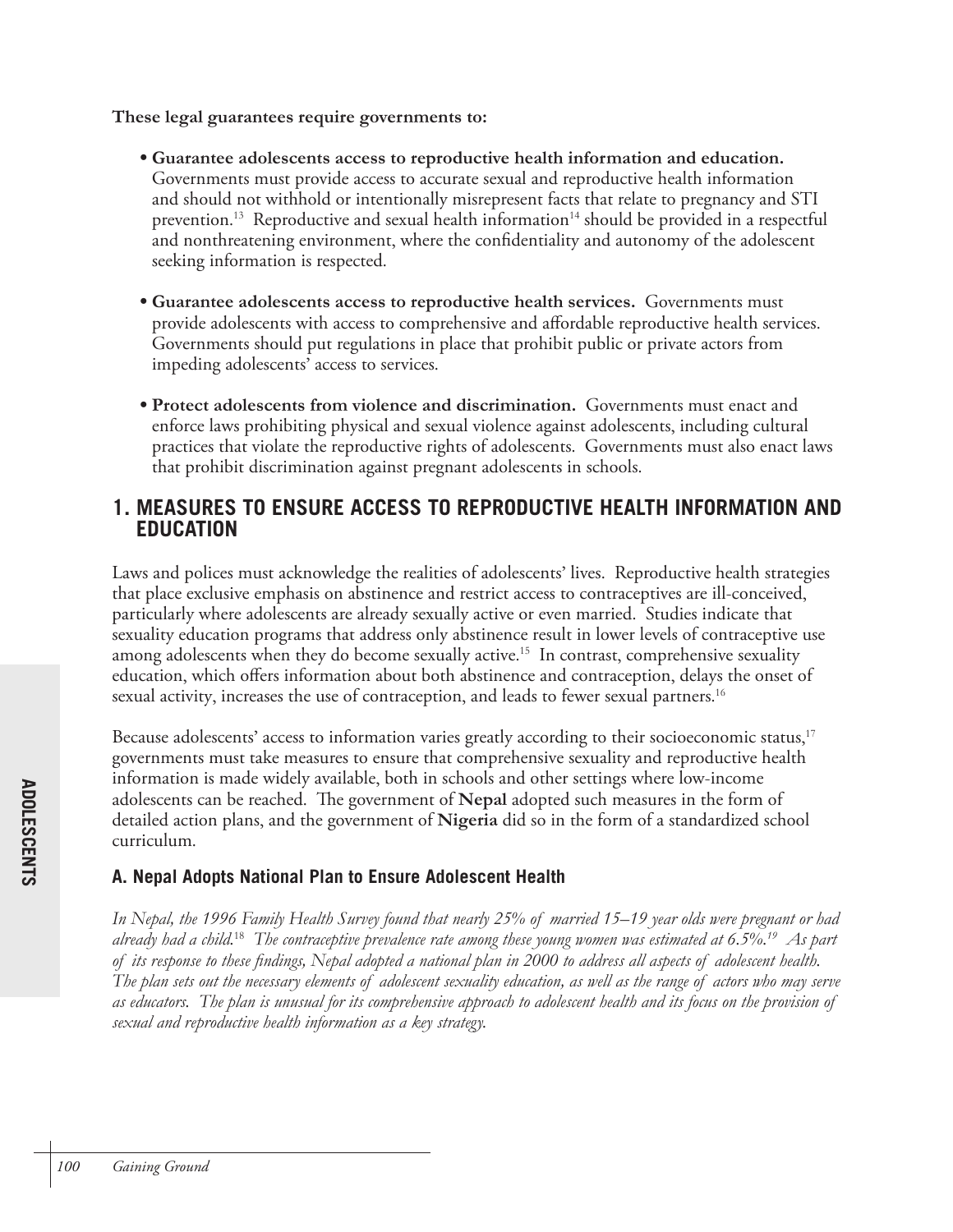**These legal guarantees require governments to:**

- **Guarantee adolescents access to reproductive health information and education.** Governments must provide access to accurate sexual and reproductive health information and should not withhold or intentionally misrepresent facts that relate to pregnancy and STI prevention.[13] Reproductive and sexual health information[14] should be provided in a respectful and nonthreatening environment, where the confidentiality and autonomy of the adolescent seeking information is respected.

- **Guarantee adolescents access to reproductive health services.** Governments must provide adolescents with access to comprehensive and affordable reproductive health services. Governments should put regulations in place that prohibit public or private actors from impeding adolescents' access to services.

- **Protect adolescents from violence and discrimination.** Governments must enact and enforce laws prohibiting physical and sexual violence against adolescents, including cultural practices that violate the reproductive rights of adolescents. Governments must also enact laws that prohibit discrimination against pregnant adolescents in schools.

## 1. MEASURES TO ENSURE ACCESS TO REPRODUCTIVE HEALTH INFORMATION AND EDUCATION

Laws and polices must acknowledge the realities of adolescents' lives. Reproductive health strategies that place exclusive emphasis on abstinence and restrict access to contraceptives are ill-conceived, particularly where adolescents are already sexually active or even married. Studies indicate that sexuality education programs that address only abstinence result in lower levels of contraceptive use among adolescents when they do become sexually active.[15] In contrast, comprehensive sexuality education, which offers information about both abstinence and contraception, delays the onset of sexual activity, increases the use of contraception, and leads to fewer sexual partners.[16]

Because adolescents' access to information varies greatly according to their socioeconomic status,[17] governments must take measures to ensure that comprehensive sexuality and reproductive health information is made widely available, both in schools and other settings where low-income adolescents can be reached. The government of **Nepal** adopted such measures in the form of detailed action plans, and the government of **Nigeria** did so in the form of a standardized school curriculum.

### A. Nepal Adopts National Plan to Ensure Adolescent Health

*In Nepal, the 1996 Family Health Survey found that nearly 25% of married 15–19 year olds were pregnant or had already had a child.*[18] *The contraceptive prevalence rate among these young women was estimated at 6.5%.*[19] *As part of its response to these findings, Nepal adopted a national plan in 2000 to address all aspects of adolescent health. The plan sets out the necessary elements of adolescent sexuality education, as well as the range of actors who may serve as educators. The plan is unusual for its comprehensive approach to adolescent health and its focus on the provision of sexual and reproductive health information as a key strategy.*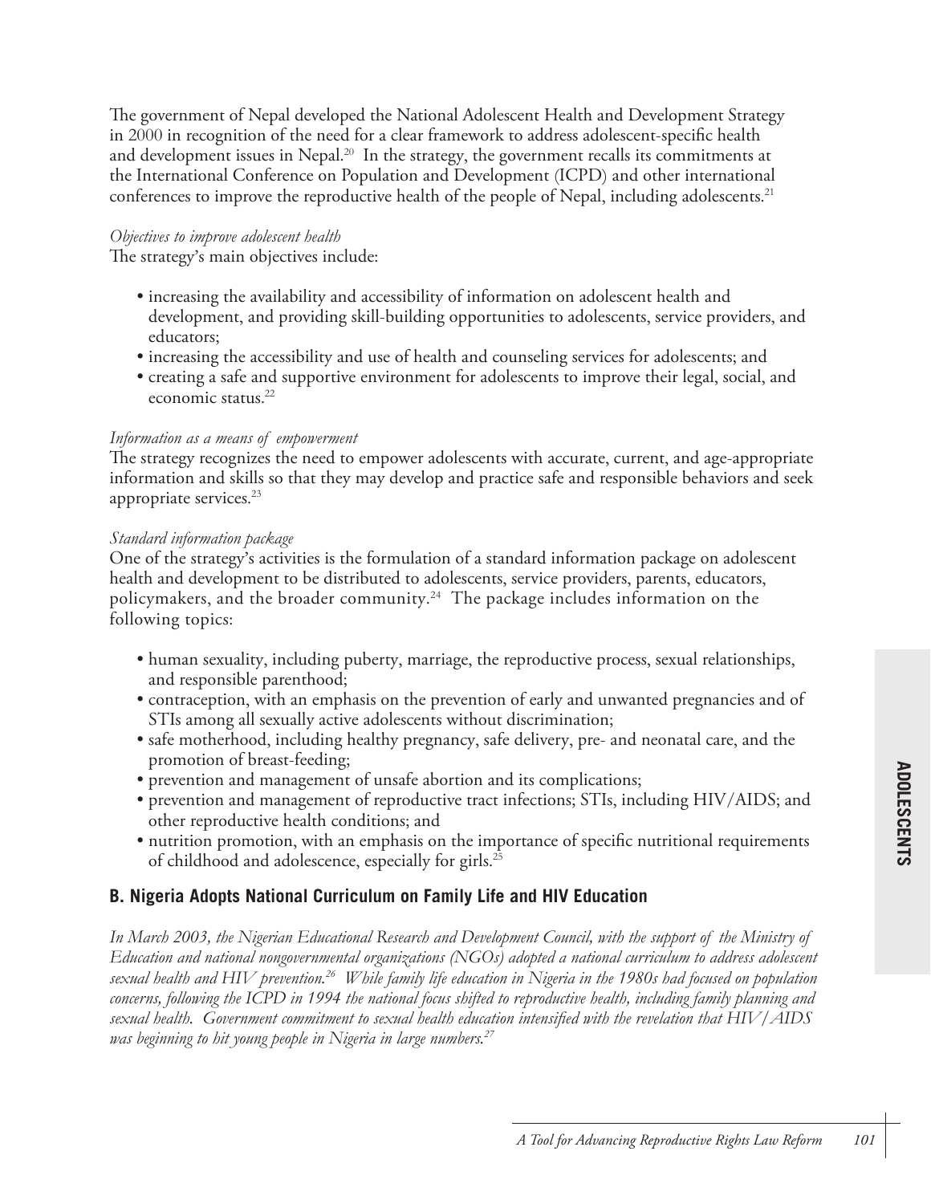The government of Nepal developed the National Adolescent Health and Development Strategy in 2000 in recognition of the need for a clear framework to address adolescent-specific health and development issues in Nepal.[20] In the strategy, the government recalls its commitments at the International Conference on Population and Development (ICPD) and other international conferences to improve the reproductive health of the people of Nepal, including adolescents.[21]

*Objectives to improve adolescent health*

The strategy's main objectives include:

- increasing the availability and accessibility of information on adolescent health and development, and providing skill-building opportunities to adolescents, service providers, and educators;
- increasing the accessibility and use of health and counseling services for adolescents; and
- creating a safe and supportive environment for adolescents to improve their legal, social, and economic status.[22]

*Information as a means of empowerment*

The strategy recognizes the need to empower adolescents with accurate, current, and age-appropriate information and skills so that they may develop and practice safe and responsible behaviors and seek appropriate services.[23]

*Standard information package*

One of the strategy's activities is the formulation of a standard information package on adolescent health and development to be distributed to adolescents, service providers, parents, educators, policymakers, and the broader community.[24] The package includes information on the following topics:

- human sexuality, including puberty, marriage, the reproductive process, sexual relationships, and responsible parenthood;
- contraception, with an emphasis on the prevention of early and unwanted pregnancies and of STIs among all sexually active adolescents without discrimination;
- safe motherhood, including healthy pregnancy, safe delivery, pre- and neonatal care, and the promotion of breast-feeding;
- prevention and management of unsafe abortion and its complications;
- prevention and management of reproductive tract infections; STIs, including HIV/AIDS; and other reproductive health conditions; and
- nutrition promotion, with an emphasis on the importance of specific nutritional requirements of childhood and adolescence, especially for girls.[25]

## B. Nigeria Adopts National Curriculum on Family Life and HIV Education

*In March 2003, the Nigerian Educational Research and Development Council, with the support of the Ministry of Education and national nongovernmental organizations (NGOs) adopted a national curriculum to address adolescent sexual health and HIV prevention.[26] While family life education in Nigeria in the 1980s had focused on population concerns, following the ICPD in 1994 the national focus shifted to reproductive health, including family planning and sexual health. Government commitment to sexual health education intensified with the revelation that HIV/AIDS was beginning to hit young people in Nigeria in large numbers.[27]*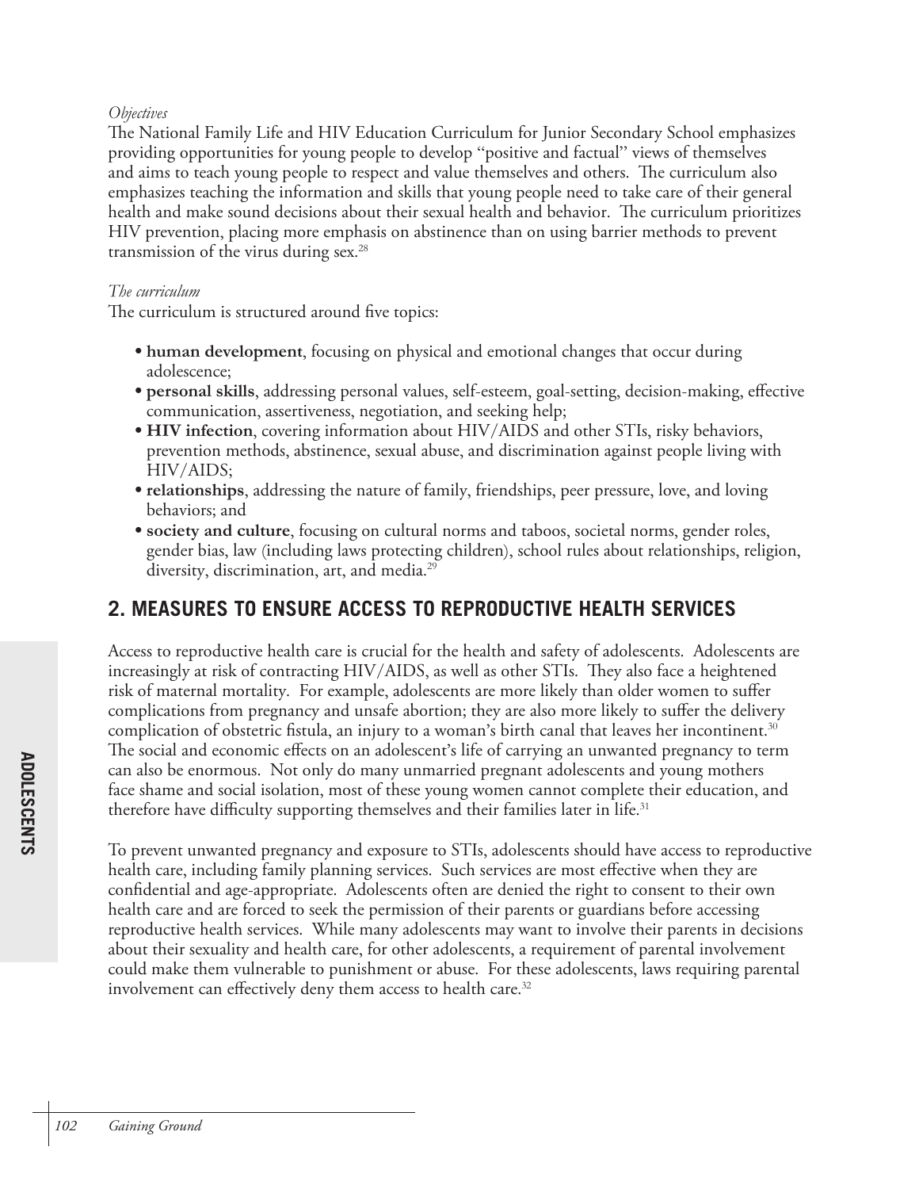*Objectives*

The National Family Life and HIV Education Curriculum for Junior Secondary School emphasizes providing opportunities for young people to develop "positive and factual" views of themselves and aims to teach young people to respect and value themselves and others. The curriculum also emphasizes teaching the information and skills that young people need to take care of their general health and make sound decisions about their sexual health and behavior. The curriculum prioritizes HIV prevention, placing more emphasis on abstinence than on using barrier methods to prevent transmission of the virus during sex.[28]

*The curriculum*

The curriculum is structured around five topics:

- **human development**, focusing on physical and emotional changes that occur during adolescence;
- **personal skills**, addressing personal values, self-esteem, goal-setting, decision-making, effective communication, assertiveness, negotiation, and seeking help;
- **HIV infection**, covering information about HIV/AIDS and other STIs, risky behaviors, prevention methods, abstinence, sexual abuse, and discrimination against people living with HIV/AIDS;
- **relationships**, addressing the nature of family, friendships, peer pressure, love, and loving behaviors; and
- **society and culture**, focusing on cultural norms and taboos, societal norms, gender roles, gender bias, law (including laws protecting children), school rules about relationships, religion, diversity, discrimination, art, and media.[29]

## 2. MEASURES TO ENSURE ACCESS TO REPRODUCTIVE HEALTH SERVICES

Access to reproductive health care is crucial for the health and safety of adolescents. Adolescents are increasingly at risk of contracting HIV/AIDS, as well as other STIs. They also face a heightened risk of maternal mortality. For example, adolescents are more likely than older women to suffer complications from pregnancy and unsafe abortion; they are also more likely to suffer the delivery complication of obstetric fistula, an injury to a woman's birth canal that leaves her incontinent.[30] The social and economic effects on an adolescent's life of carrying an unwanted pregnancy to term can also be enormous. Not only do many unmarried pregnant adolescents and young mothers face shame and social isolation, most of these young women cannot complete their education, and therefore have difficulty supporting themselves and their families later in life.[31]

To prevent unwanted pregnancy and exposure to STIs, adolescents should have access to reproductive health care, including family planning services. Such services are most effective when they are confidential and age-appropriate. Adolescents often are denied the right to consent to their own health care and are forced to seek the permission of their parents or guardians before accessing reproductive health services. While many adolescents may want to involve their parents in decisions about their sexuality and health care, for other adolescents, a requirement of parental involvement could make them vulnerable to punishment or abuse. For these adolescents, laws requiring parental involvement can effectively deny them access to health care.[32]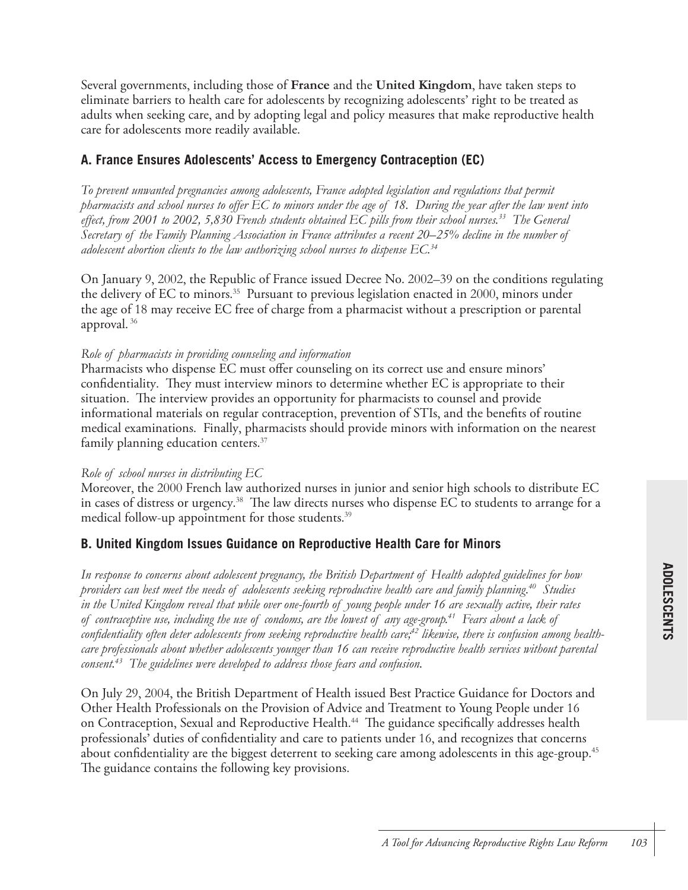Several governments, including those of **France** and the **United Kingdom**, have taken steps to eliminate barriers to health care for adolescents by recognizing adolescents' right to be treated as adults when seeking care, and by adopting legal and policy measures that make reproductive health care for adolescents more readily available.

## A. France Ensures Adolescents' Access to Emergency Contraception (EC)

*To prevent unwanted pregnancies among adolescents, France adopted legislation and regulations that permit pharmacists and school nurses to offer EC to minors under the age of 18. During the year after the law went into effect, from 2001 to 2002, 5,830 French students obtained EC pills from their school nurses.[33] The General Secretary of the Family Planning Association in France attributes a recent 20–25% decline in the number of adolescent abortion clients to the law authorizing school nurses to dispense EC.[34]*

On January 9, 2002, the Republic of France issued Decree No. 2002–39 on the conditions regulating the delivery of EC to minors.[35] Pursuant to previous legislation enacted in 2000, minors under the age of 18 may receive EC free of charge from a pharmacist without a prescription or parental approval.[36]

*Role of pharmacists in providing counseling and information*

Pharmacists who dispense EC must offer counseling on its correct use and ensure minors' confidentiality. They must interview minors to determine whether EC is appropriate to their situation. The interview provides an opportunity for pharmacists to counsel and provide informational materials on regular contraception, prevention of STIs, and the benefits of routine medical examinations. Finally, pharmacists should provide minors with information on the nearest family planning education centers.[37]

*Role of school nurses in distributing EC*

Moreover, the 2000 French law authorized nurses in junior and senior high schools to distribute EC in cases of distress or urgency.[38] The law directs nurses who dispense EC to students to arrange for a medical follow-up appointment for those students.[39]

## B. United Kingdom Issues Guidance on Reproductive Health Care for Minors

*In response to concerns about adolescent pregnancy, the British Department of Health adopted guidelines for how providers can best meet the needs of adolescents seeking reproductive health care and family planning.[40] Studies in the United Kingdom reveal that while over one-fourth of young people under 16 are sexually active, their rates of contraceptive use, including the use of condoms, are the lowest of any age-group.[41] Fears about a lack of confidentiality often deter adolescents from seeking reproductive health care;[42] likewise, there is confusion among health-care professionals about whether adolescents younger than 16 can receive reproductive health services without parental consent.[43] The guidelines were developed to address those fears and confusion.*

On July 29, 2004, the British Department of Health issued Best Practice Guidance for Doctors and Other Health Professionals on the Provision of Advice and Treatment to Young People under 16 on Contraception, Sexual and Reproductive Health.[44] The guidance specifically addresses health professionals' duties of confidentiality and care to patients under 16, and recognizes that concerns about confidentiality are the biggest deterrent to seeking care among adolescents in this age-group.[45] The guidance contains the following key provisions.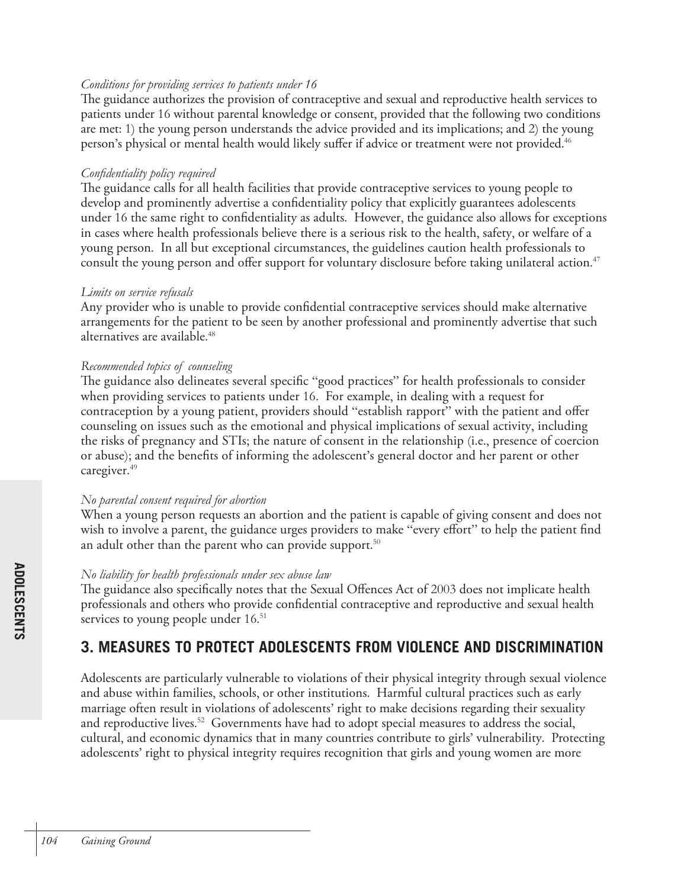*Conditions for providing services to patients under 16*

The guidance authorizes the provision of contraceptive and sexual and reproductive health services to patients under 16 without parental knowledge or consent, provided that the following two conditions are met: 1) the young person understands the advice provided and its implications; and 2) the young person's physical or mental health would likely suffer if advice or treatment were not provided.[46]

*Confidentiality policy required*

The guidance calls for all health facilities that provide contraceptive services to young people to develop and prominently advertise a confidentiality policy that explicitly guarantees adolescents under 16 the same right to confidentiality as adults. However, the guidance also allows for exceptions in cases where health professionals believe there is a serious risk to the health, safety, or welfare of a young person. In all but exceptional circumstances, the guidelines caution health professionals to consult the young person and offer support for voluntary disclosure before taking unilateral action.[47]

*Limits on service refusals*

Any provider who is unable to provide confidential contraceptive services should make alternative arrangements for the patient to be seen by another professional and prominently advertise that such alternatives are available.[48]

*Recommended topics of counseling*

The guidance also delineates several specific "good practices" for health professionals to consider when providing services to patients under 16. For example, in dealing with a request for contraception by a young patient, providers should "establish rapport" with the patient and offer counseling on issues such as the emotional and physical implications of sexual activity, including the risks of pregnancy and STIs; the nature of consent in the relationship (i.e., presence of coercion or abuse); and the benefits of informing the adolescent's general doctor and her parent or other caregiver.[49]

*No parental consent required for abortion*

When a young person requests an abortion and the patient is capable of giving consent and does not wish to involve a parent, the guidance urges providers to make "every effort" to help the patient find an adult other than the parent who can provide support.[50]

*No liability for health professionals under sex abuse law*

The guidance also specifically notes that the Sexual Offences Act of 2003 does not implicate health professionals and others who provide confidential contraceptive and reproductive and sexual health services to young people under 16.[51]

## 3. MEASURES TO PROTECT ADOLESCENTS FROM VIOLENCE AND DISCRIMINATION

Adolescents are particularly vulnerable to violations of their physical integrity through sexual violence and abuse within families, schools, or other institutions. Harmful cultural practices such as early marriage often result in violations of adolescents' right to make decisions regarding their sexuality and reproductive lives.[52] Governments have had to adopt special measures to address the social, cultural, and economic dynamics that in many countries contribute to girls' vulnerability. Protecting adolescents' right to physical integrity requires recognition that girls and young women are more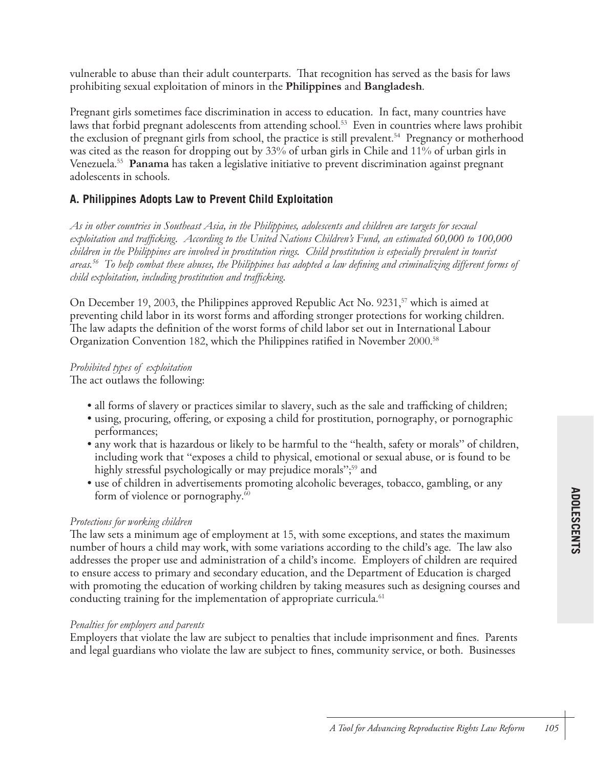vulnerable to abuse than their adult counterparts. That recognition has served as the basis for laws prohibiting sexual exploitation of minors in the **Philippines** and **Bangladesh**.

Pregnant girls sometimes face discrimination in access to education. In fact, many countries have laws that forbid pregnant adolescents from attending school.[53] Even in countries where laws prohibit the exclusion of pregnant girls from school, the practice is still prevalent.[54] Pregnancy or motherhood was cited as the reason for dropping out by 33% of urban girls in Chile and 11% of urban girls in Venezuela.[55] **Panama** has taken a legislative initiative to prevent discrimination against pregnant adolescents in schools.

### A. Philippines Adopts Law to Prevent Child Exploitation

*As in other countries in Southeast Asia, in the Philippines, adolescents and children are targets for sexual exploitation and trafficking. According to the United Nations Children's Fund, an estimated 60,000 to 100,000 children in the Philippines are involved in prostitution rings. Child prostitution is especially prevalent in tourist areas.[56] To help combat these abuses, the Philippines has adopted a law defining and criminalizing different forms of child exploitation, including prostitution and trafficking.*

On December 19, 2003, the Philippines approved Republic Act No. 9231,[57] which is aimed at preventing child labor in its worst forms and affording stronger protections for working children. The law adapts the definition of the worst forms of child labor set out in International Labour Organization Convention 182, which the Philippines ratified in November 2000.[58]

*Prohibited types of exploitation*

The act outlaws the following:

- all forms of slavery or practices similar to slavery, such as the sale and trafficking of children;
- using, procuring, offering, or exposing a child for prostitution, pornography, or pornographic performances;
- any work that is hazardous or likely to be harmful to the "health, safety or morals" of children, including work that "exposes a child to physical, emotional or sexual abuse, or is found to be highly stressful psychologically or may prejudice morals";[59] and
- use of children in advertisements promoting alcoholic beverages, tobacco, gambling, or any form of violence or pornography.[60]

*Protections for working children*

The law sets a minimum age of employment at 15, with some exceptions, and states the maximum number of hours a child may work, with some variations according to the child's age. The law also addresses the proper use and administration of a child's income. Employers of children are required to ensure access to primary and secondary education, and the Department of Education is charged with promoting the education of working children by taking measures such as designing courses and conducting training for the implementation of appropriate curricula.[61]

*Penalties for employers and parents*

Employers that violate the law are subject to penalties that include imprisonment and fines. Parents and legal guardians who violate the law are subject to fines, community service, or both. Businesses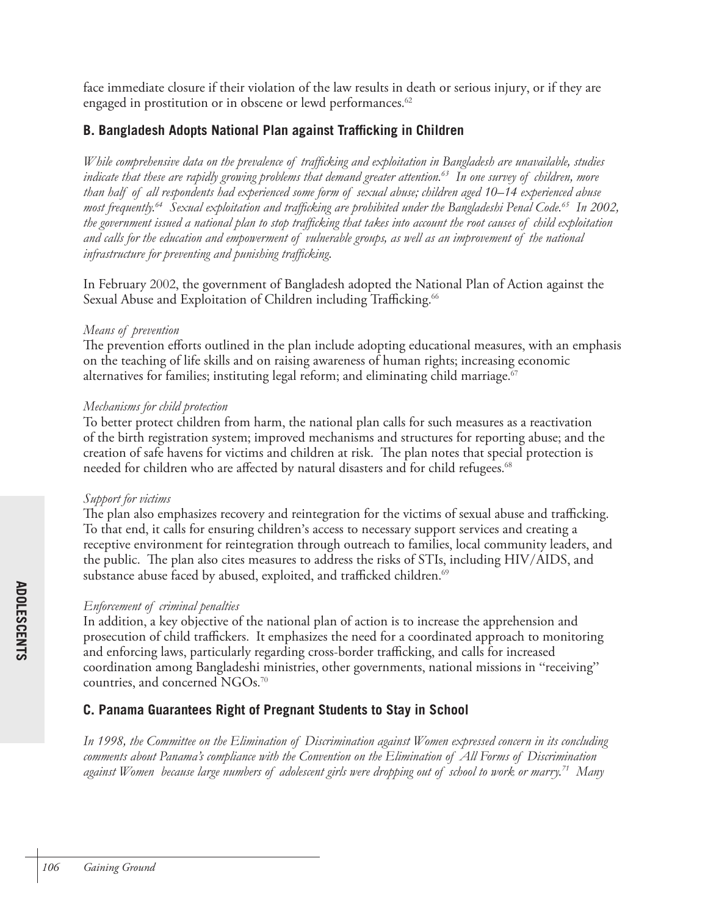face immediate closure if their violation of the law results in death or serious injury, or if they are engaged in prostitution or in obscene or lewd performances.[62]

### B. Bangladesh Adopts National Plan against Trafficking in Children

*While comprehensive data on the prevalence of trafficking and exploitation in Bangladesh are unavailable, studies indicate that these are rapidly growing problems that demand greater attention.[63] In one survey of children, more than half of all respondents had experienced some form of sexual abuse; children aged 10–14 experienced abuse most frequently.[64] Sexual exploitation and trafficking are prohibited under the Bangladeshi Penal Code.[65] In 2002, the government issued a national plan to stop trafficking that takes into account the root causes of child exploitation and calls for the education and empowerment of vulnerable groups, as well as an improvement of the national infrastructure for preventing and punishing trafficking.*

In February 2002, the government of Bangladesh adopted the National Plan of Action against the Sexual Abuse and Exploitation of Children including Trafficking.[66]

*Means of prevention*
The prevention efforts outlined in the plan include adopting educational measures, with an emphasis on the teaching of life skills and on raising awareness of human rights; increasing economic alternatives for families; instituting legal reform; and eliminating child marriage.[67]

*Mechanisms for child protection*
To better protect children from harm, the national plan calls for such measures as a reactivation of the birth registration system; improved mechanisms and structures for reporting abuse; and the creation of safe havens for victims and children at risk. The plan notes that special protection is needed for children who are affected by natural disasters and for child refugees.[68]

*Support for victims*
The plan also emphasizes recovery and reintegration for the victims of sexual abuse and trafficking. To that end, it calls for ensuring children's access to necessary support services and creating a receptive environment for reintegration through outreach to families, local community leaders, and the public. The plan also cites measures to address the risks of STIs, including HIV/AIDS, and substance abuse faced by abused, exploited, and trafficked children.[69]

*Enforcement of criminal penalties*
In addition, a key objective of the national plan of action is to increase the apprehension and prosecution of child traffickers. It emphasizes the need for a coordinated approach to monitoring and enforcing laws, particularly regarding cross-border trafficking, and calls for increased coordination among Bangladeshi ministries, other governments, national missions in "receiving" countries, and concerned NGOs.[70]

### C. Panama Guarantees Right of Pregnant Students to Stay in School

*In 1998, the Committee on the Elimination of Discrimination against Women expressed concern in its concluding comments about Panama's compliance with the Convention on the Elimination of All Forms of Discrimination against Women because large numbers of adolescent girls were dropping out of school to work or marry.[71] Many*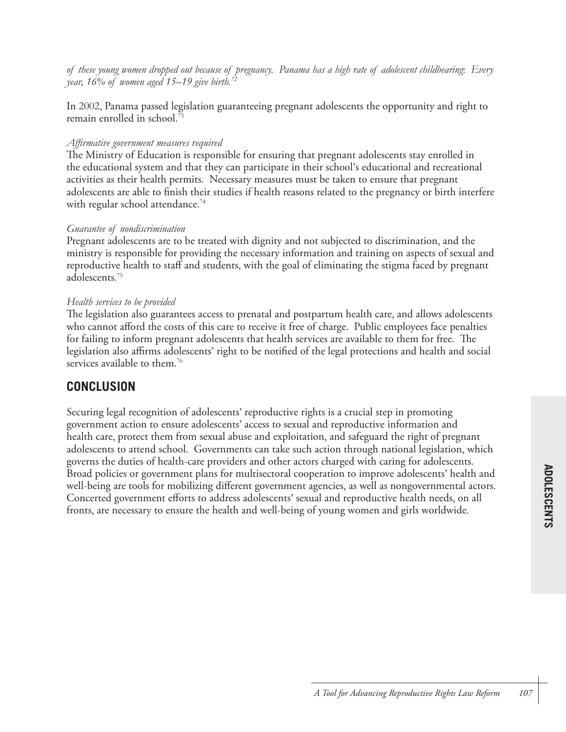*of these young women dropped out because of pregnancy. Panama has a high rate of adolescent childbearing: Every year, 16% of women aged 15–19 give birth.*[72]

In 2002, Panama passed legislation guaranteeing pregnant adolescents the opportunity and right to remain enrolled in school.[73]

*Affirmative government measures required*
The Ministry of Education is responsible for ensuring that pregnant adolescents stay enrolled in the educational system and that they can participate in their school's educational and recreational activities as their health permits. Necessary measures must be taken to ensure that pregnant adolescents are able to finish their studies if health reasons related to the pregnancy or birth interfere with regular school attendance.[74]

*Guarantee of nondiscrimination*
Pregnant adolescents are to be treated with dignity and not subjected to discrimination, and the ministry is responsible for providing the necessary information and training on aspects of sexual and reproductive health to staff and students, with the goal of eliminating the stigma faced by pregnant adolescents.[75]

*Health services to be provided*
The legislation also guarantees access to prenatal and postpartum health care, and allows adolescents who cannot afford the costs of this care to receive it free of charge. Public employees face penalties for failing to inform pregnant adolescents that health services are available to them for free. The legislation also affirms adolescents' right to be notified of the legal protections and health and social services available to them.[76]

## CONCLUSION

Securing legal recognition of adolescents' reproductive rights is a crucial step in promoting government action to ensure adolescents' access to sexual and reproductive information and health care, protect them from sexual abuse and exploitation, and safeguard the right of pregnant adolescents to attend school. Governments can take such action through national legislation, which governs the duties of health-care providers and other actors charged with caring for adolescents. Broad policies or government plans for multisectoral cooperation to improve adolescents' health and well-being are tools for mobilizing different government agencies, as well as nongovernmental actors. Concerted government efforts to address adolescents' sexual and reproductive health needs, on all fronts, are necessary to ensure the health and well-being of young women and girls worldwide.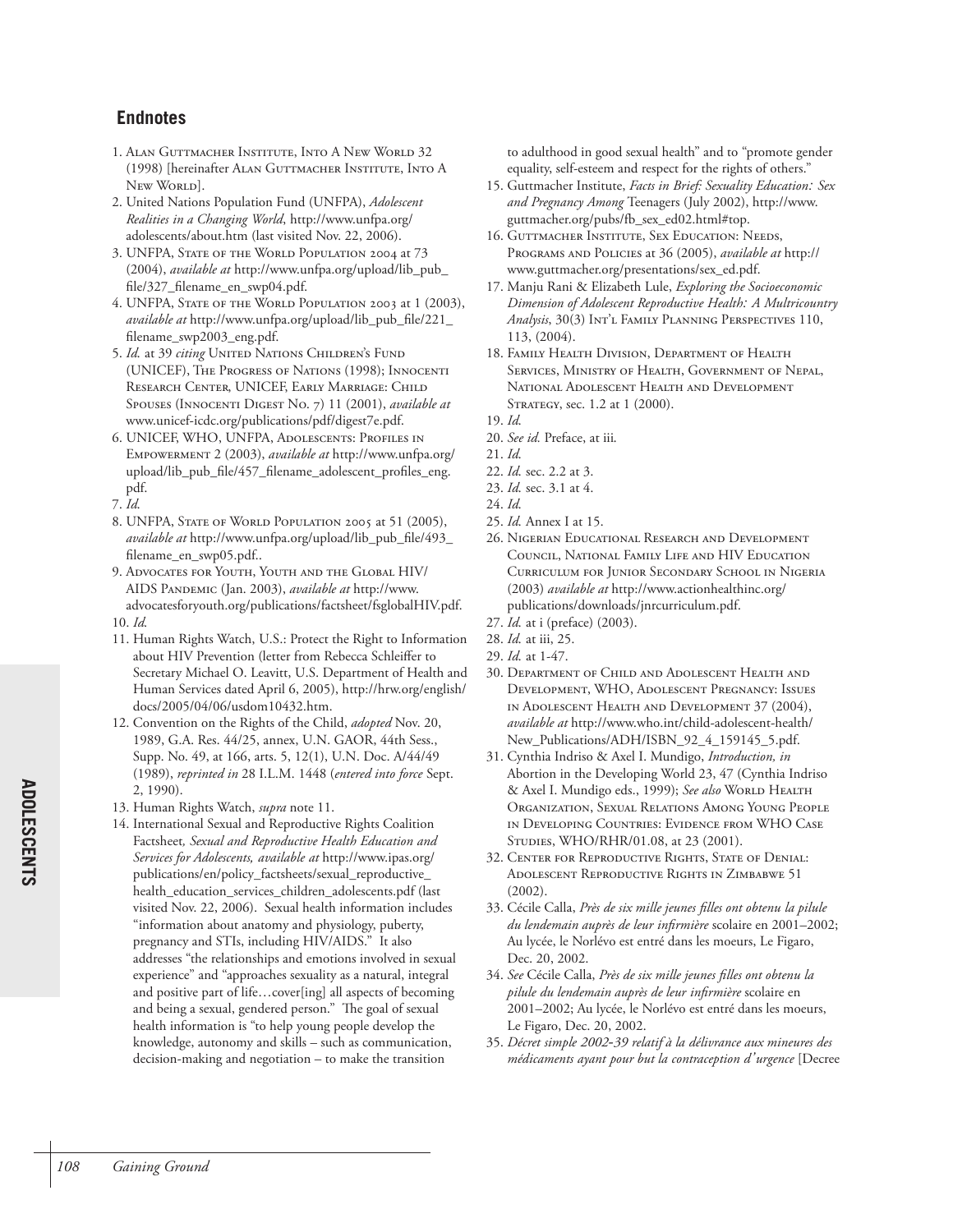## Endnotes

1. Alan Guttmacher Institute, Into A New World 32 (1998) [hereinafter Alan Guttmacher Institute, Into A New World].
2. United Nations Population Fund (UNFPA), *Adolescent Realities in a Changing World*, http://www.unfpa.org/adolescents/about.htm (last visited Nov. 22, 2006).
3. UNFPA, State of the World Population 2004 at 73 (2004), *available at* http://www.unfpa.org/upload/lib_pub_file/327_filename_en_swp04.pdf.
4. UNFPA, State of the World Population 2003 at 1 (2003), *available at* http://www.unfpa.org/upload/lib_pub_file/221_filename_swp2003_eng.pdf.
5. *Id.* at 39 *citing* United Nations Children's Fund (UNICEF), The Progress of Nations (1998); Innocenti Research Center, UNICEF, Early Marriage: Child Spouses (Innocenti Digest No. 7) 11 (2001), *available at* www.unicef-icdc.org/publications/pdf/digest7e.pdf.
6. UNICEF, WHO, UNFPA, Adolescents: Profiles in Empowerment 2 (2003), *available at* http://www.unfpa.org/upload/lib_pub_file/457_filename_adolescent_profiles_eng.pdf.
7. *Id.*
8. UNFPA, State of World Population 2005 at 51 (2005), *available at* http://www.unfpa.org/upload/lib_pub_file/493_filename_en_swp05.pdf..
9. Advocates for Youth, Youth and the Global HIV/AIDS Pandemic (Jan. 2003), *available at* http://www.advocatesforyouth.org/publications/factsheet/fsglobalHIV.pdf.
10. *Id.*
11. Human Rights Watch, U.S.: Protect the Right to Information about HIV Prevention (letter from Rebecca Schleiffer to Secretary Michael O. Leavitt, U.S. Department of Health and Human Services dated April 6, 2005), http://hrw.org/english/docs/2005/04/06/usdom10432.htm.
12. Convention on the Rights of the Child, *adopted* Nov. 20, 1989, G.A. Res. 44/25, annex, U.N. GAOR, 44th Sess., Supp. No. 49, at 166, arts. 5, 12(1), U.N. Doc. A/44/49 (1989), *reprinted in* 28 I.L.M. 1448 (*entered into force* Sept. 2, 1990).
13. Human Rights Watch, *supra* note 11.
14. International Sexual and Reproductive Rights Coalition Factsheet*, Sexual and Reproductive Health Education and Services for Adolescents, available at* http://www.ipas.org/publications/en/policy_factsheets/sexual_reproductive_health_education_services_children_adolescents.pdf (last visited Nov. 22, 2006). Sexual health information includes "information about anatomy and physiology, puberty, pregnancy and STIs, including HIV/AIDS." It also addresses "the relationships and emotions involved in sexual experience" and "approaches sexuality as a natural, integral and positive part of life…cover[ing] all aspects of becoming and being a sexual, gendered person." The goal of sexual health information is "to help young people develop the knowledge, autonomy and skills – such as communication, decision-making and negotiation – to make the transition to adulthood in good sexual health" and to "promote gender equality, self-esteem and respect for the rights of others."
15. Guttmacher Institute, *Facts in Brief: Sexuality Education: Sex and Pregnancy Among* Teenagers (July 2002), http://www.guttmacher.org/pubs/fb_sex_ed02.html#top.
16. Guttmacher Institute, Sex Education: Needs, Programs and Policies at 36 (2005), *available at* http://www.guttmacher.org/presentations/sex_ed.pdf.
17. Manju Rani & Elizabeth Lule, *Exploring the Socioeconomic Dimension of Adolescent Reproductive Health: A Multicountry Analysis*, 30(3) Int'l Family Planning Perspectives 110, 113, (2004).
18. Family Health Division, Department of Health Services, Ministry of Health, Government of Nepal, National Adolescent Health and Development Strategy, sec. 1.2 at 1 (2000).
19. *Id.*
20. *See id.* Preface, at iii.
21. *Id.*
22. *Id.* sec. 2.2 at 3.
23. *Id.* sec. 3.1 at 4.
24. *Id.*
25. *Id.* Annex I at 15.
26. Nigerian Educational Research and Development Council, National Family Life and HIV Education Curriculum for Junior Secondary School in Nigeria (2003) *available at* http://www.actionhealthinc.org/publications/downloads/jnrcurriculum.pdf.
27. *Id.* at i (preface) (2003).
28. *Id.* at iii, 25.
29. *Id.* at 1-47.
30. Department of Child and Adolescent Health and Development, WHO, Adolescent Pregnancy: Issues in Adolescent Health and Development 37 (2004), *available at* http://www.who.int/child-adolescent-health/New_Publications/ADH/ISBN_92_4_159145_5.pdf.
31. Cynthia Indriso & Axel I. Mundigo, *Introduction, in* Abortion in the Developing World 23, 47 (Cynthia Indriso & Axel I. Mundigo eds., 1999); *See also* World Health Organization, Sexual Relations Among Young People in Developing Countries: Evidence from WHO Case Studies, WHO/RHR/01.08, at 23 (2001).
32. Center for Reproductive Rights, State of Denial: Adolescent Reproductive Rights in Zimbabwe 51 (2002).
33. Cécile Calla, *Près de six mille jeunes filles ont obtenu la pilule du lendemain auprès de leur infirmière* scolaire en 2001–2002; Au lycée, le Norlévo est entré dans les moeurs, Le Figaro, Dec. 20, 2002.
34. *See* Cécile Calla, *Près de six mille jeunes filles ont obtenu la pilule du lendemain auprès de leur infirmière* scolaire en 2001–2002; Au lycée, le Norlévo est entré dans les moeurs, Le Figaro, Dec. 20, 2002.
35. *Décret simple 2002-39 relatif à la délivrance aux mineures des médicaments ayant pour but la contraception d'urgence* [Decree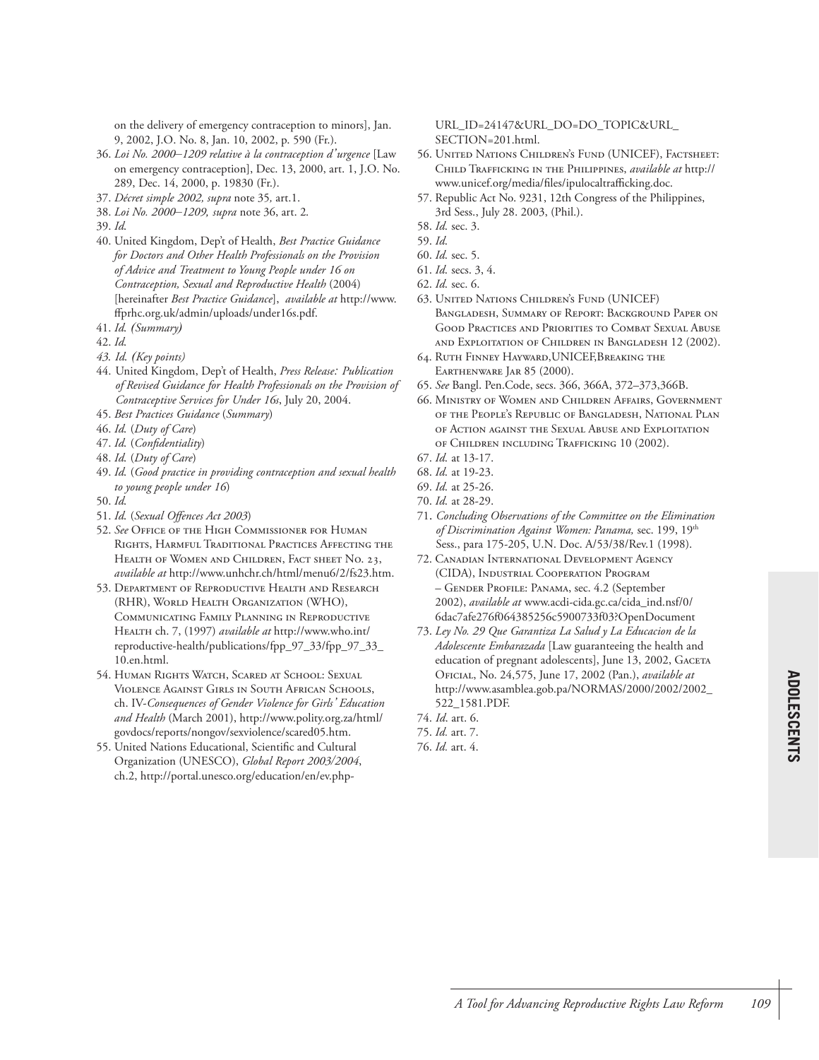on the delivery of emergency contraception to minors], Jan. 9, 2002, J.O. No. 8, Jan. 10, 2002, p. 590 (Fr.).

36. *Loi No. 2000–1209 relative à la contraception d'urgence* [Law on emergency contraception], Dec. 13, 2000, art. 1, J.O. No. 289, Dec. 14, 2000, p. 19830 (Fr.).
37. *Décret simple 2002, supra* note 35*,* art.1.
38. *Loi No. 2000–1209, supra* note 36, art. 2.
39. *Id.*
40. United Kingdom, Dep't of Health, *Best Practice Guidance for Doctors and Other Health Professionals on the Provision of Advice and Treatment to Young People under 16 on Contraception, Sexual and Reproductive Health* (2004) [hereinafter *Best Practice Guidance*], *available at* http://www.ffprhc.org.uk/admin/uploads/under16s.pdf.
41. *Id. (Summary)*
42. *Id.*
43. *Id. (Key points)*
44. United Kingdom, Dep't of Health, *Press Release: Publication of Revised Guidance for Health Professionals on the Provision of Contraceptive Services for Under 16s*, July 20, 2004.
45. *Best Practices Guidance* (*Summary*)
46. *Id.* (*Duty of Care*)
47. *Id.* (*Confidentiality*)
48. *Id.* (*Duty of Care*)
49. *Id.* (*Good practice in providing contraception and sexual health to young people under 16*)
50. *Id.*
51. *Id.* (*Sexual Offences Act 2003*)
52. *See* Office of the High Commissioner for Human Rights, Harmful Traditional Practices Affecting the Health of Women and Children, Fact sheet No. 23, *available at* http://www.unhchr.ch/html/menu6/2/fs23.htm.
53. Department of Reproductive Health and Research (RHR), World Health Organization (WHO), Communicating Family Planning in Reproductive Health ch. 7, (1997) *available at* http://www.who.int/reproductive-health/publications/fpp_97_33/fpp_97_33_10.en.html.
54. Human Rights Watch, Scared at School: Sexual Violence Against Girls in South African Schools, ch. IV-*Consequences of Gender Violence for Girls' Education and Health* (March 2001), http://www.polity.org.za/html/govdocs/reports/nongov/sexviolence/scared05.htm.
55. United Nations Educational, Scientific and Cultural Organization (UNESCO), *Global Report 2003/2004*, ch.2, http://portal.unesco.org/education/en/ev.php-URL_ID=24147&URL_DO=DO_TOPIC&URL_SECTION=201.html.
56. United Nations Children's Fund (UNICEF), Factsheet: Child Trafficking in the Philippines, *available at* http://www.unicef.org/media/files/ipulocaltrafficking.doc.
57. Republic Act No. 9231, 12th Congress of the Philippines, 3rd Sess., July 28. 2003, (Phil.).
58. *Id.* sec. 3.
59. *Id.*
60. *Id.* sec. 5.
61. *Id.* secs. 3, 4.
62. *Id.* sec. 6.
63. United Nations Children's Fund (UNICEF) Bangladesh, Summary of Report: Background Paper on Good Practices and Priorities to Combat Sexual Abuse and Exploitation of Children in Bangladesh 12 (2002).
64. Ruth Finney Hayward,UNICEF,Breaking the Earthenware Jar 85 (2000).
65. *See* Bangl. Pen.Code, secs. 366, 366A, 372–373,366B.
66. Ministry of Women and Children Affairs, Government of the People's Republic of Bangladesh, National Plan of Action against the Sexual Abuse and Exploitation of Children including Trafficking 10 (2002).
67. *Id.* at 13-17.
68. *Id.* at 19-23.
69. *Id.* at 25-26.
70. *Id.* at 28-29.
71. *Concluding Observations of the Committee on the Elimination of Discrimination Against Women: Panama,* sec. 199, 19th Sess., para 175-205, U.N. Doc. A/53/38/Rev.1 (1998).
72. Canadian International Development Agency (CIDA), Industrial Cooperation Program – Gender Profile: Panama, sec. 4.2 (September 2002), *available at* www.acdi-cida.gc.ca/cida_ind.nsf/0/6dac7afe276f064385256c5900733f03?OpenDocument
73. *Ley No. 29 Que Garantiza La Salud y La Educacion de la Adolescente Embarazada* [Law guaranteeing the health and education of pregnant adolescents], June 13, 2002, Gaceta Oficial, No. 24,575, June 17, 2002 (Pan.), *available at* http://www.asamblea.gob.pa/NORMAS/2000/2002/2002_522_1581.PDF.
74. *Id.* art. 6.
75. *Id.* art. 7.
76. *Id.* art. 4.